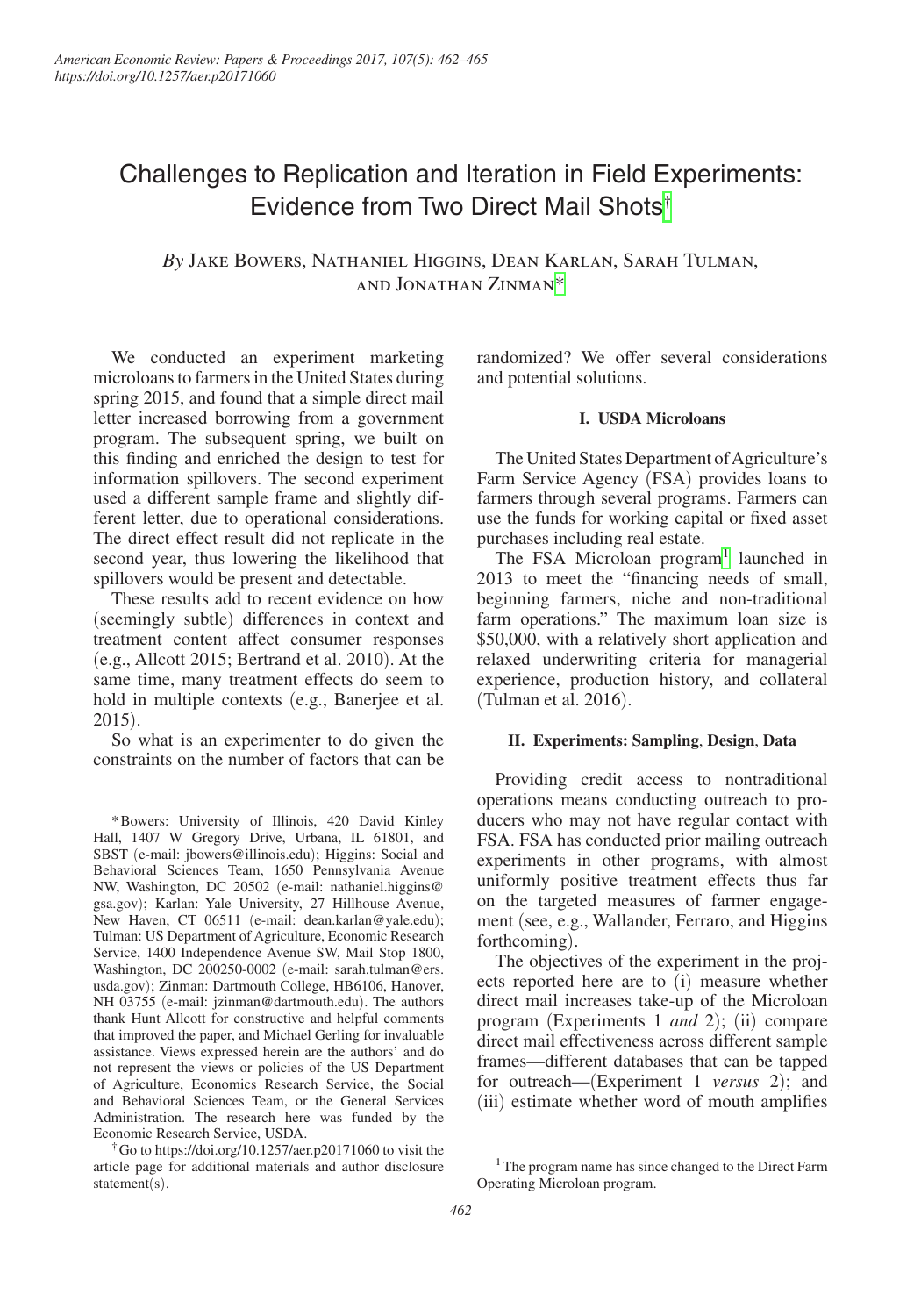# Challenges to Replication and Iteration in Field Experiments: Evidence from Two Direct Mail Shots[†]

*By* Jake Bowers, Nathaniel Higgins, Dean Karlan, Sarah Tulman, and Jonathan Zinman[*]

We conducted an experiment marketing microloans to farmers in the United States during spring 2015, and found that a simple direct mail letter increased borrowing from a government program. The subsequent spring, we built on this finding and enriched the design to test for information spillovers. The second experiment used a different sample frame and slightly different letter, due to operational considerations. The direct effect result did not replicate in the second year, thus lowering the likelihood that spillovers would be present and detectable.

These results add to recent evidence on how (seemingly subtle) differences in context and treatment content affect consumer responses (e.g., Allcott 2015; Bertrand et al. 2010). At the same time, many treatment effects do seem to hold in multiple contexts (e.g., Banerjee et al. 2015).

So what is an experimenter to do given the constraints on the number of factors that can be randomized? We offer several considerations and potential solutions.

### I. USDA Microloans

The United States Department of Agriculture's Farm Service Agency (FSA) provides loans to farmers through several programs. Farmers can use the funds for working capital or fixed asset purchases including real estate.

The FSA Microloan program[1] launched in 2013 to meet the "financing needs of small, beginning farmers, niche and non-traditional farm operations." The maximum loan size is \$50,000, with a relatively short application and relaxed underwriting criteria for managerial experience, production history, and collateral (Tulman et al. 2016).

### II. Experiments: Sampling, Design, Data

Providing credit access to nontraditional operations means conducting outreach to producers who may not have regular contact with FSA. FSA has conducted prior mailing outreach experiments in other programs, with almost uniformly positive treatment effects thus far on the targeted measures of farmer engagement (see, e.g., Wallander, Ferraro, and Higgins forthcoming).

The objectives of the experiment in the projects reported here are to (i) measure whether direct mail increases take-up of the Microloan program (Experiments 1 *and* 2); (ii) compare direct mail effectiveness across different sample frames—different databases that can be tapped for outreach—(Experiment 1 *versus* 2); and (iii) estimate whether word of mouth amplifies

---

[*] Bowers: University of Illinois, 420 David Kinley Hall, 1407 W Gregory Drive, Urbana, IL 61801, and SBST (e-mail: jbowers@illinois.edu); Higgins: Social and Behavioral Sciences Team, 1650 Pennsylvania Avenue NW, Washington, DC 20502 (e-mail: nathaniel.higgins@gsa.gov); Karlan: Yale University, 27 Hillhouse Avenue, New Haven, CT 06511 (e-mail: dean.karlan@yale.edu); Tulman: US Department of Agriculture, Economic Research Service, 1400 Independence Avenue SW, Mail Stop 1800, Washington, DC 200250-0002 (e-mail: sarah.tulman@ers.usda.gov); Zinman: Dartmouth College, HB6106, Hanover, NH 03755 (e-mail: jzinman@dartmouth.edu). The authors thank Hunt Allcott for constructive and helpful comments that improved the paper, and Michael Gerling for invaluable assistance. Views expressed herein are the authors' and do not represent the views or policies of the US Department of Agriculture, Economics Research Service, the Social and Behavioral Sciences Team, or the General Services Administration. The research here was funded by the Economic Research Service, USDA.

[†] Go to https://doi.org/10.1257/aer.p20171060 to visit the article page for additional materials and author disclosure statement(s).

[1] The program name has since changed to the Direct Farm Operating Microloan program.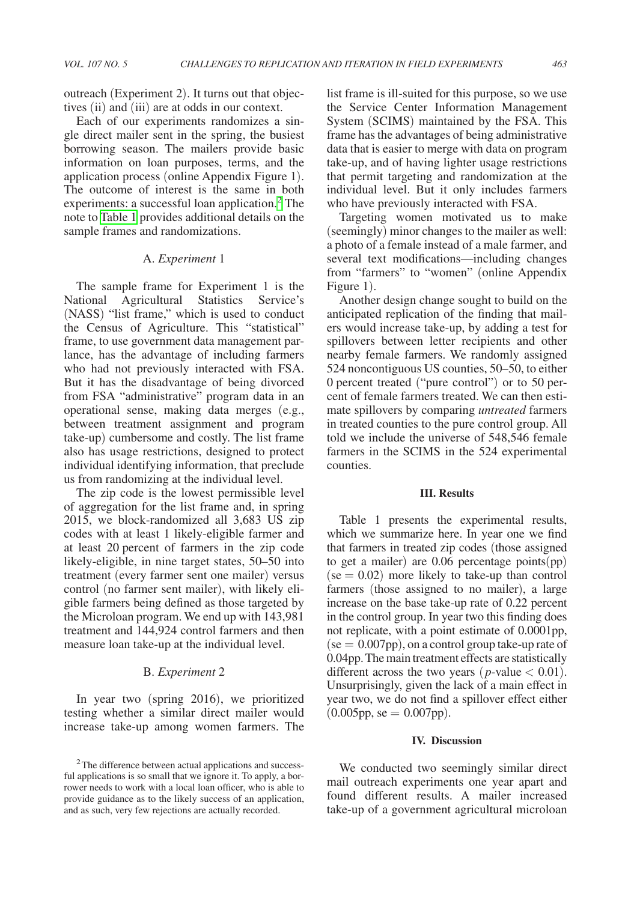outreach (Experiment 2). It turns out that objectives (ii) and (iii) are at odds in our context.

Each of our experiments randomizes a single direct mailer sent in the spring, the busiest borrowing season. The mailers provide basic information on loan purposes, terms, and the application process (online Appendix Figure 1). The outcome of interest is the same in both experiments: a successful loan application.[2] The note to Table 1 provides additional details on the sample frames and randomizations.

### A. *Experiment* 1

The sample frame for Experiment 1 is the National Agricultural Statistics Service's (NASS) "list frame," which is used to conduct the Census of Agriculture. This "statistical" frame, to use government data management parlance, has the advantage of including farmers who had not previously interacted with FSA. But it has the disadvantage of being divorced from FSA "administrative" program data in an operational sense, making data merges (e.g., between treatment assignment and program take-up) cumbersome and costly. The list frame also has usage restrictions, designed to protect individual identifying information, that preclude us from randomizing at the individual level.

The zip code is the lowest permissible level of aggregation for the list frame and, in spring 2015, we block-randomized all 3,683 US zip codes with at least 1 likely-eligible farmer and at least 20 percent of farmers in the zip code likely-eligible, in nine target states, 50–50 into treatment (every farmer sent one mailer) versus control (no farmer sent mailer), with likely eligible farmers being defined as those targeted by the Microloan program. We end up with 143,981 treatment and 144,924 control farmers and then measure loan take-up at the individual level.

### B. *Experiment* 2

In year two (spring 2016), we prioritized testing whether a similar direct mailer would increase take-up among women farmers. The list frame is ill-suited for this purpose, so we use the Service Center Information Management System (SCIMS) maintained by the FSA. This frame has the advantages of being administrative data that is easier to merge with data on program take-up, and of having lighter usage restrictions that permit targeting and randomization at the individual level. But it only includes farmers who have previously interacted with FSA.

Targeting women motivated us to make (seemingly) minor changes to the mailer as well: a photo of a female instead of a male farmer, and several text modifications—including changes from "farmers" to "women" (online Appendix Figure 1).

Another design change sought to build on the anticipated replication of the finding that mailers would increase take-up, by adding a test for spillovers between letter recipients and other nearby female farmers. We randomly assigned 524 noncontiguous US counties, 50–50, to either 0 percent treated ("pure control") or to 50 percent of female farmers treated. We can then estimate spillovers by comparing *untreated* farmers in treated counties to the pure control group. All told we include the universe of 548,546 female farmers in the SCIMS in the 524 experimental counties.

## III. Results

Table 1 presents the experimental results, which we summarize here. In year one we find that farmers in treated zip codes (those assigned to get a mailer) are 0.06 percentage points(pp) (se $=$ 0.02) more likely to take-up than control farmers (those assigned to no mailer), a large increase on the base take-up rate of 0.22 percent in the control group. In year two this finding does not replicate, with a point estimate of 0.0001pp, (se $=$ 0.007pp), on a control group take-up rate of 0.04pp. The main treatment effects are statistically different across the two years ($p$-value $< 0.01$). Unsurprisingly, given the lack of a main effect in year two, we do not find a spillover effect either (0.005pp, se $=$ 0.007pp).

## IV. Discussion

We conducted two seemingly similar direct mail outreach experiments one year apart and found different results. A mailer increased take-up of a government agricultural microloan

[2] The difference between actual applications and successful applications is so small that we ignore it. To apply, a borrower needs to work with a local loan officer, who is able to provide guidance as to the likely success of an application, and as such, very few rejections are actually recorded.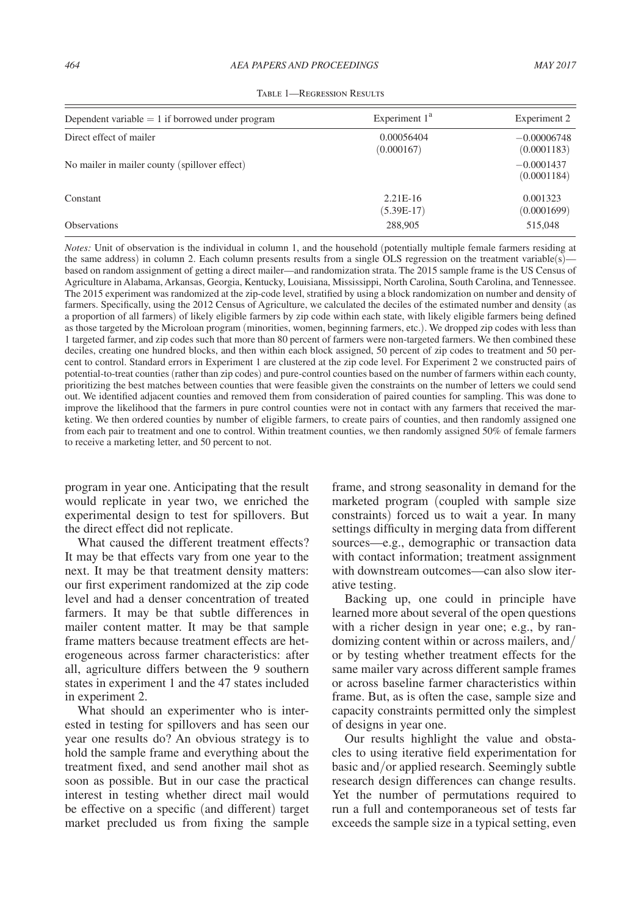Table 1—Regression Results

| Dependent variable = 1 if borrowed under program | Experiment 1[a] | Experiment 2 |
|---|---|---|
| Direct effect of mailer | 0.00056404 | −0.00006748 |
| | (0.000167) | (0.0001183) |
| No mailer in mailer county (spillover effect) | | −0.0001437 |
| | | (0.0001184) |
| Constant | 2.21E-16 | 0.001323 |
| | (5.39E-17) | (0.0001699) |
| Observations | 288,905 | 515,048 |

*Notes:* Unit of observation is the individual in column 1, and the household (potentially multiple female farmers residing at the same address) in column 2. Each column presents results from a single OLS regression on the treatment variable(s)—based on random assignment of getting a direct mailer—and randomization strata. The 2015 sample frame is the US Census of Agriculture in Alabama, Arkansas, Georgia, Kentucky, Louisiana, Mississippi, North Carolina, South Carolina, and Tennessee. The 2015 experiment was randomized at the zip-code level, stratified by using a block randomization on number and density of farmers. Specifically, using the 2012 Census of Agriculture, we calculated the deciles of the estimated number and density (as a proportion of all farmers) of likely eligible farmers by zip code within each state, with likely eligible farmers being defined as those targeted by the Microloan program (minorities, women, beginning farmers, etc.). We dropped zip codes with less than 1 targeted farmer, and zip codes such that more than 80 percent of farmers were non-targeted farmers. We then combined these deciles, creating one hundred blocks, and then within each block assigned, 50 percent of zip codes to treatment and 50 percent to control. Standard errors in Experiment 1 are clustered at the zip code level. For Experiment 2 we constructed pairs of potential-to-treat counties (rather than zip codes) and pure-control counties based on the number of farmers within each county, prioritizing the best matches between counties that were feasible given the constraints on the number of letters we could send out. We identified adjacent counties and removed them from consideration of paired counties for sampling. This was done to improve the likelihood that the farmers in pure control counties were not in contact with any farmers that received the marketing. We then ordered counties by number of eligible farmers, to create pairs of counties, and then randomly assigned one from each pair to treatment and one to control. Within treatment counties, we then randomly assigned 50% of female farmers to receive a marketing letter, and 50 percent to not.

program in year one. Anticipating that the result would replicate in year two, we enriched the experimental design to test for spillovers. But the direct effect did not replicate.

What caused the different treatment effects? It may be that effects vary from one year to the next. It may be that treatment density matters: our first experiment randomized at the zip code level and had a denser concentration of treated farmers. It may be that subtle differences in mailer content matter. It may be that sample frame matters because treatment effects are heterogeneous across farmer characteristics: after all, agriculture differs between the 9 southern states in experiment 1 and the 47 states included in experiment 2.

What should an experimenter who is interested in testing for spillovers and has seen our year one results do? An obvious strategy is to hold the sample frame and everything about the treatment fixed, and send another mail shot as soon as possible. But in our case the practical interest in testing whether direct mail would be effective on a specific (and different) target market precluded us from fixing the sample frame, and strong seasonality in demand for the marketed program (coupled with sample size constraints) forced us to wait a year. In many settings difficulty in merging data from different sources—e.g., demographic or transaction data with contact information; treatment assignment with downstream outcomes—can also slow iterative testing.

Backing up, one could in principle have learned more about several of the open questions with a richer design in year one; e.g., by randomizing content within or across mailers, and/or by testing whether treatment effects for the same mailer vary across different sample frames or across baseline farmer characteristics within frame. But, as is often the case, sample size and capacity constraints permitted only the simplest of designs in year one.

Our results highlight the value and obstacles to using iterative field experimentation for basic and/or applied research. Seemingly subtle research design differences can change results. Yet the number of permutations required to run a full and contemporaneous set of tests far exceeds the sample size in a typical setting, even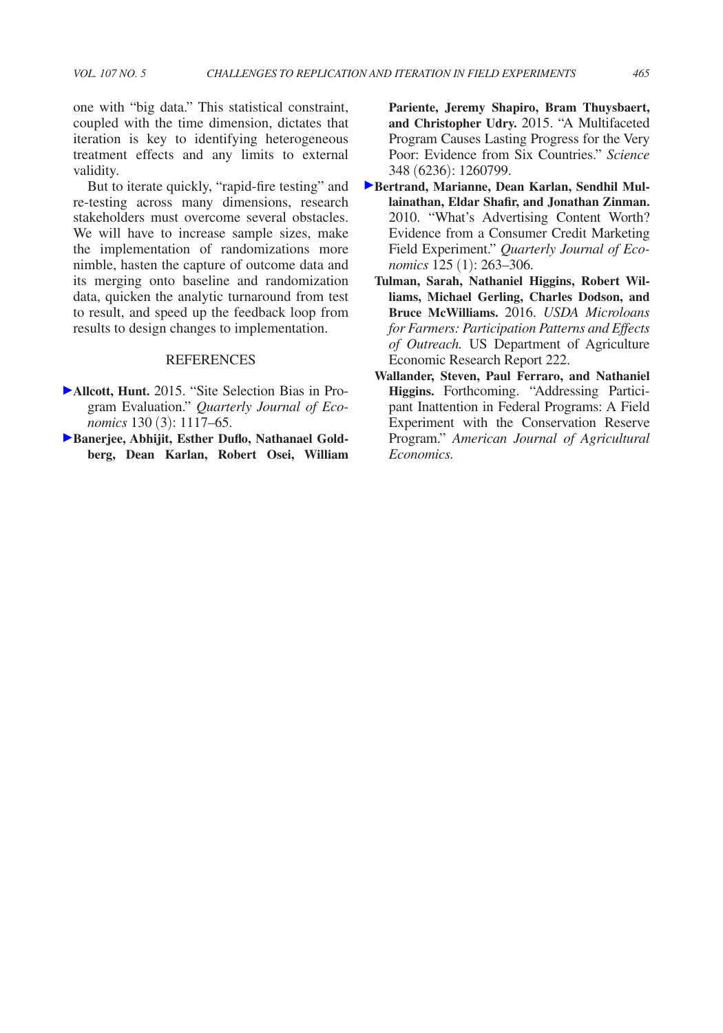one with "big data." This statistical constraint, coupled with the time dimension, dictates that iteration is key to identifying heterogeneous treatment effects and any limits to external validity.

But to iterate quickly, "rapid-fire testing" and re-testing across many dimensions, research stakeholders must overcome several obstacles. We will have to increase sample sizes, make the implementation of randomizations more nimble, hasten the capture of outcome data and its merging onto baseline and randomization data, quicken the analytic turnaround from test to result, and speed up the feedback loop from results to design changes to implementation.

## REFERENCES

**Allcott, Hunt.** 2015. "Site Selection Bias in Program Evaluation." *Quarterly Journal of Economics* 130 (3): 1117–65.

**Banerjee, Abhijit, Esther Duflo, Nathanael Goldberg, Dean Karlan, Robert Osei, William Pariente, Jeremy Shapiro, Bram Thuysbaert, and Christopher Udry.** 2015. "A Multifaceted Program Causes Lasting Progress for the Very Poor: Evidence from Six Countries." *Science* 348 (6236): 1260799.

**Bertrand, Marianne, Dean Karlan, Sendhil Mullainathan, Eldar Shafir, and Jonathan Zinman.** 2010. "What's Advertising Content Worth? Evidence from a Consumer Credit Marketing Field Experiment." *Quarterly Journal of Economics* 125 (1): 263–306.

**Tulman, Sarah, Nathaniel Higgins, Robert Williams, Michael Gerling, Charles Dodson, and Bruce McWilliams.** 2016. *USDA Microloans for Farmers: Participation Patterns and Effects of Outreach.* US Department of Agriculture Economic Research Report 222.

**Wallander, Steven, Paul Ferraro, and Nathaniel Higgins.** Forthcoming. "Addressing Participant Inattention in Federal Programs: A Field Experiment with the Conservation Reserve Program." *American Journal of Agricultural Economics.*